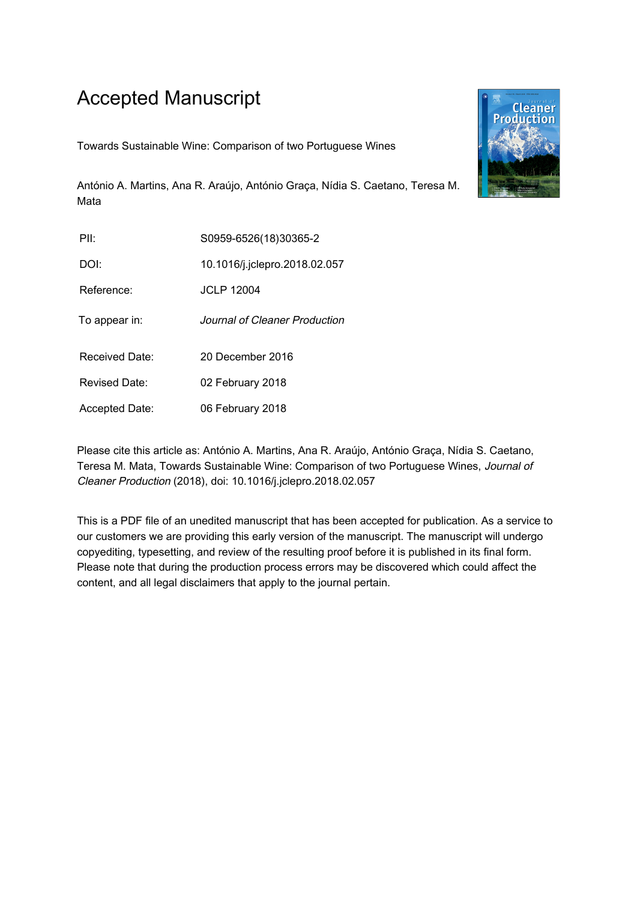# Accepted Manuscript

Towards Sustainable Wine: Comparison of two Portuguese Wines

António A. Martins, Ana R. Araújo, António Graça, Nídia S. Caetano, Teresa M. Mata

| | |
|---|---|
| PII: | S0959-6526(18)30365-2 |
| DOI: | 10.1016/j.jclepro.2018.02.057 |
| Reference: | JCLP 12004 |
| To appear in: | *Journal of Cleaner Production* |
| Received Date: | 20 December 2016 |
| Revised Date: | 02 February 2018 |
| Accepted Date: | 06 February 2018 |

Please cite this article as: António A. Martins, Ana R. Araújo, António Graça, Nídia S. Caetano, Teresa M. Mata, Towards Sustainable Wine: Comparison of two Portuguese Wines, *Journal of Cleaner Production* (2018), doi: 10.1016/j.jclepro.2018.02.057

This is a PDF file of an unedited manuscript that has been accepted for publication. As a service to our customers we are providing this early version of the manuscript. The manuscript will undergo copyediting, typesetting, and review of the resulting proof before it is published in its final form. Please note that during the production process errors may be discovered which could affect the content, and all legal disclaimers that apply to the journal pertain.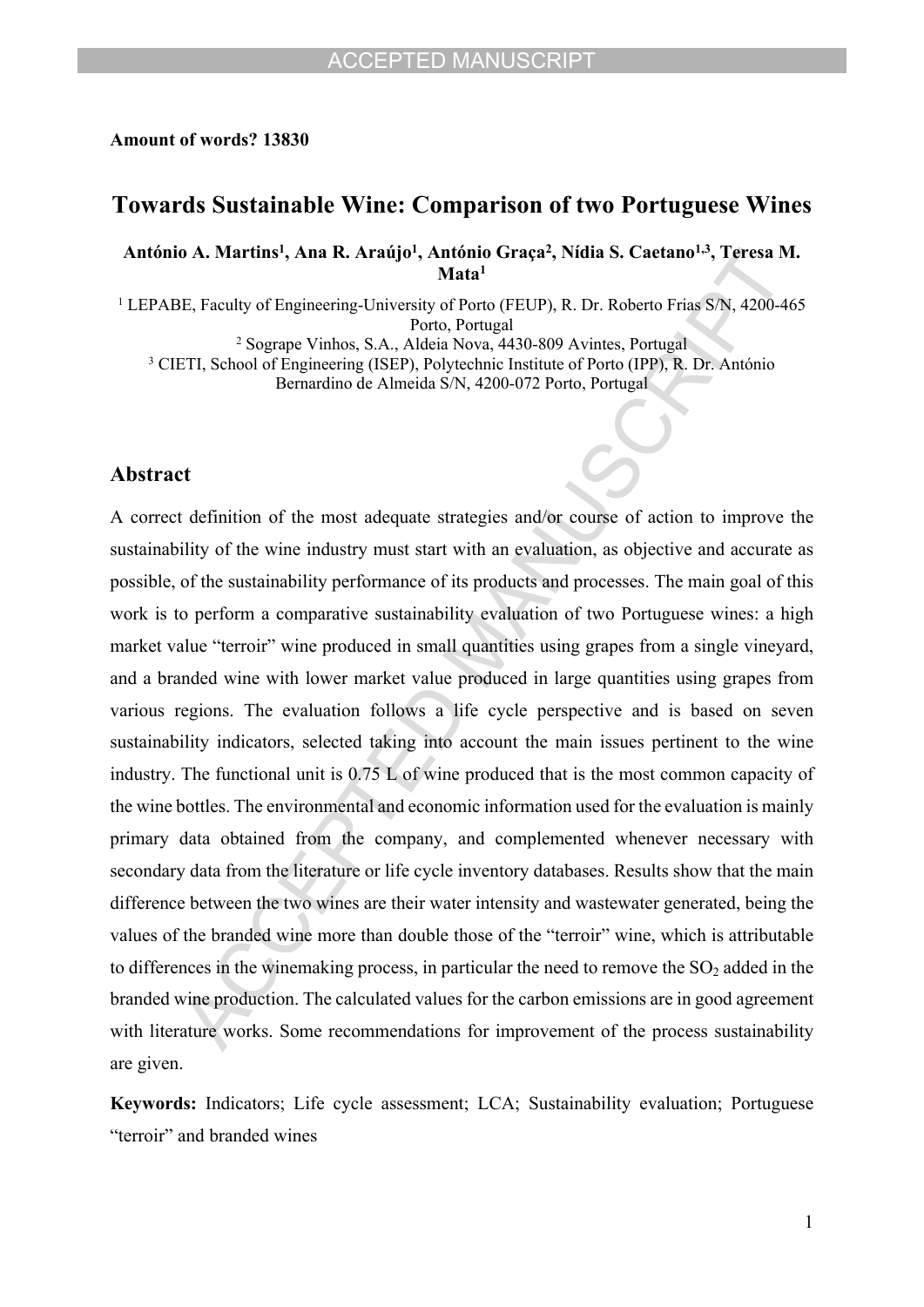**Amount of words? 13830**

# Towards Sustainable Wine: Comparison of two Portuguese Wines

**António A. Martins[1], Ana R. Araújo[1], António Graça[2], Nídia S. Caetano[1,3], Teresa M. Mata[1]**

[1] LEPABE, Faculty of Engineering-University of Porto (FEUP), R. Dr. Roberto Frias S/N, 4200-465 Porto, Portugal

[2] Sogrape Vinhos, S.A., Aldeia Nova, 4430-809 Avintes, Portugal

[3] CIETI, School of Engineering (ISEP), Polytechnic Institute of Porto (IPP), R. Dr. António Bernardino de Almeida S/N, 4200-072 Porto, Portugal

## Abstract

A correct definition of the most adequate strategies and/or course of action to improve the sustainability of the wine industry must start with an evaluation, as objective and accurate as possible, of the sustainability performance of its products and processes. The main goal of this work is to perform a comparative sustainability evaluation of two Portuguese wines: a high market value "terroir" wine produced in small quantities using grapes from a single vineyard, and a branded wine with lower market value produced in large quantities using grapes from various regions. The evaluation follows a life cycle perspective and is based on seven sustainability indicators, selected taking into account the main issues pertinent to the wine industry. The functional unit is 0.75 L of wine produced that is the most common capacity of the wine bottles. The environmental and economic information used for the evaluation is mainly primary data obtained from the company, and complemented whenever necessary with secondary data from the literature or life cycle inventory databases. Results show that the main difference between the two wines are their water intensity and wastewater generated, being the values of the branded wine more than double those of the "terroir" wine, which is attributable to differences in the winemaking process, in particular the need to remove the $SO_2$ added in the branded wine production. The calculated values for the carbon emissions are in good agreement with literature works. Some recommendations for improvement of the process sustainability are given.

**Keywords:** Indicators; Life cycle assessment; LCA; Sustainability evaluation; Portuguese "terroir" and branded wines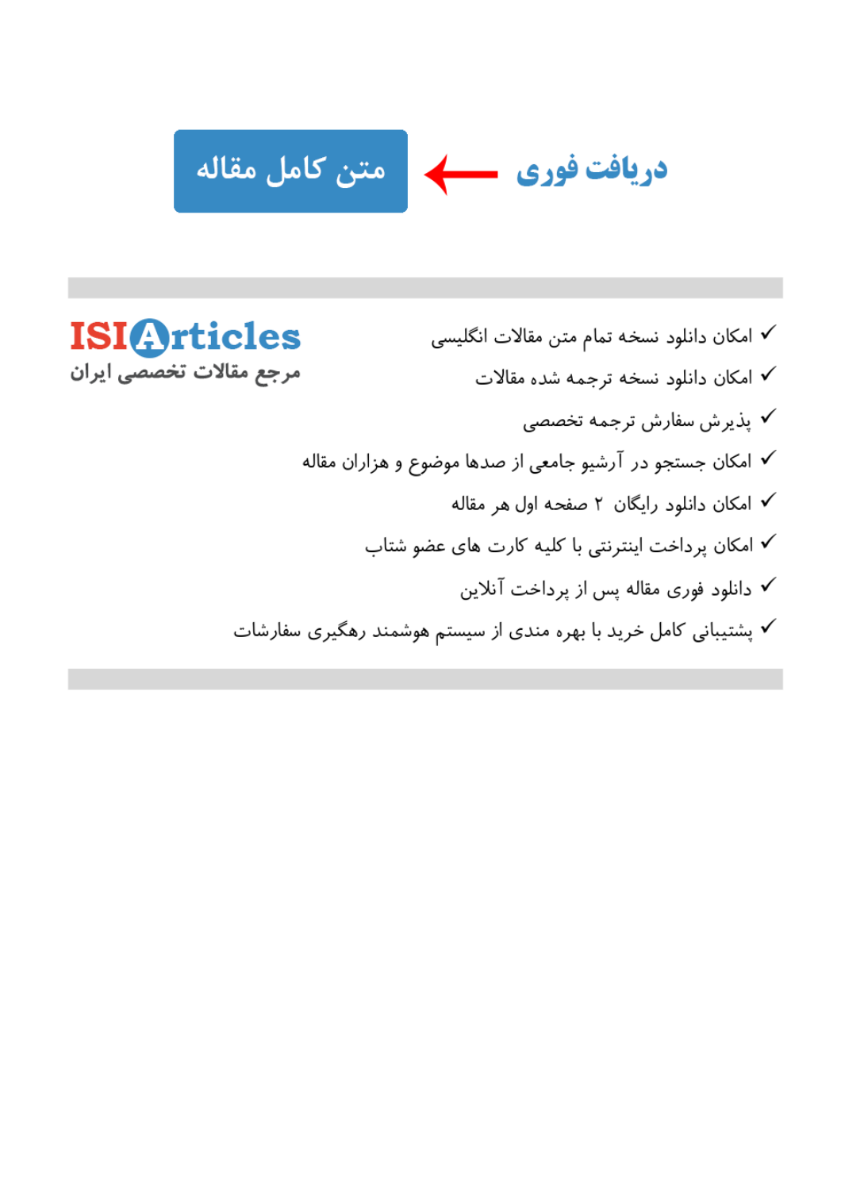دریافت فوری ← متن کامل مقاله

**ISIArticles**
مرجع مقالات تخصصی ایران

- ✓ امکان دانلود نسخه تمام متن مقالات انگلیسی
- ✓ امکان دانلود نسخه ترجمه شده مقالات
- ✓ پذیرش سفارش ترجمه تخصصی
- ✓ امکان جستجو در آرشیو جامعی از صدها موضوع و هزاران مقاله
- ✓ امکان دانلود رایگان ۲ صفحه اول هر مقاله
- ✓ امکان پرداخت اینترنتی با کلیه کارت های عضو شتاب
- ✓ دانلود فوری مقاله پس از پرداخت آنلاین
- ✓ پشتیبانی کامل خرید با بهره مندی از سیستم هوشمند رهگیری سفارشات